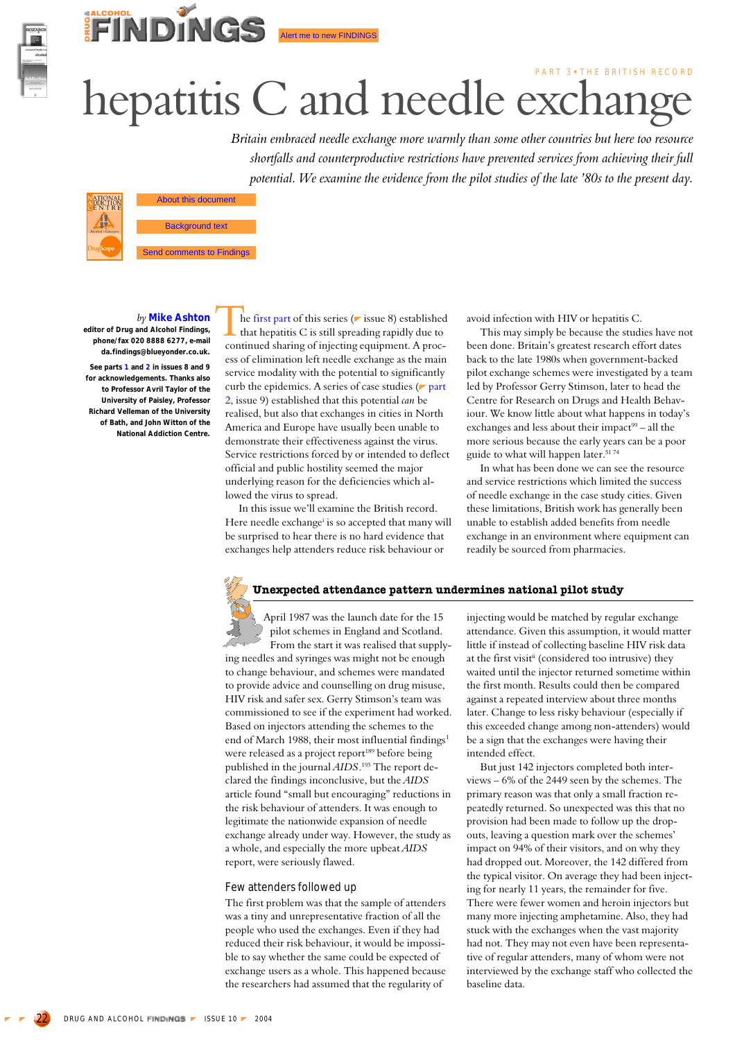PART 3 • THE BRITISH RECORD

# hepatitis C and needle exchange

*Britain embraced needle exchange more warmly than some other countries but here too resource shortfalls and counterproductive restrictions have prevented services from achieving their full potential. We examine the evidence from the pilot studies of the late '80s to the present day.*

About this document

Background text

Send comments to Findings

*by* **Mike Ashton**

**editor of Drug and Alcohol Findings, phone/fax 020 8888 6277, e-mail da.findings@blueyonder.co.uk.**

**See parts 1 and 2 in issues 8 and 9 for acknowledgements. Thanks also to Professor Avril Taylor of the University of Paisley, Professor Richard Velleman of the University of Bath, and John Witton of the National Addiction Centre.**

The first part of this series (issue 8) established that hepatitis C is still spreading rapidly due to continued sharing of injecting equipment. A process of elimination left needle exchange as the main service modality with the potential to significantly curb the epidemics. A series of case studies (part 2, issue 9) established that this potential *can* be realised, but also that exchanges in cities in North America and Europe have usually been unable to demonstrate their effectiveness against the virus. Service restrictions forced by or intended to deflect official and public hostility seemed the major underlying reason for the deficiencies which allowed the virus to spread.

In this issue we'll examine the British record. Here needle exchange[i] is so accepted that many will be surprised to hear there is no hard evidence that exchanges help attenders reduce risk behaviour or avoid infection with HIV or hepatitis C.

This may simply be because the studies have not been done. Britain's greatest research effort dates back to the late 1980s when government-backed pilot exchange schemes were investigated by a team led by Professor Gerry Stimson, later to head the Centre for Research on Drugs and Health Behaviour. We know little about what happens in today's exchanges and less about their impact[99] – all the more serious because the early years can be a poor guide to what will happen later.[51 74]

In what has been done we can see the resource and service restrictions which limited the success of needle exchange in the case study cities. Given these limitations, British work has generally been unable to establish added benefits from needle exchange in an environment where equipment can readily be sourced from pharmacies.

## Unexpected attendance pattern undermines national pilot study

April 1987 was the launch date for the 15 pilot schemes in England and Scotland. From the start it was realised that supplying needles and syringes was might not be enough to change behaviour, and schemes were mandated to provide advice and counselling on drug misuse, HIV risk and safer sex. Gerry Stimson's team was commissioned to see if the experiment had worked. Based on injectors attending the schemes to the end of March 1988, their most influential findings[1] were released as a project report[189] before being published in the journal *AIDS*.[193] The report declared the findings inconclusive, but the *AIDS* article found "small but encouraging" reductions in the risk behaviour of attenders. It was enough to legitimate the nationwide expansion of needle exchange already under way. However, the study as a whole, and especially the more upbeat *AIDS* report, were seriously flawed.

### Few attenders followed up

The first problem was that the sample of attenders was a tiny and unrepresentative fraction of all the people who used the exchanges. Even if they had reduced their risk behaviour, it would be impossible to say whether the same could be expected of exchange users as a whole. This happened because the researchers had assumed that the regularity of injecting would be matched by regular exchange attendance. Given this assumption, it would matter little if instead of collecting baseline HIV risk data at the first visit[ii] (considered too intrusive) they waited until the injector returned sometime within the first month. Results could then be compared against a repeated interview about three months later. Change to less risky behaviour (especially if this exceeded change among non-attenders) would be a sign that the exchanges were having their intended effect.

But just 142 injectors completed both interviews – 6% of the 2449 seen by the schemes. The primary reason was that only a small fraction repeatedly returned. So unexpected was this that no provision had been made to follow up the drop-outs, leaving a question mark over the schemes' impact on 94% of their visitors, and on why they had dropped out. Moreover, the 142 differed from the typical visitor. On average they had been injecting for nearly 11 years, the remainder for five. There were fewer women and heroin injectors but many more injecting amphetamine. Also, they had stuck with the exchanges when the vast majority had not. They may not even have been representative of regular attenders, many of whom were not interviewed by the exchange staff who collected the baseline data.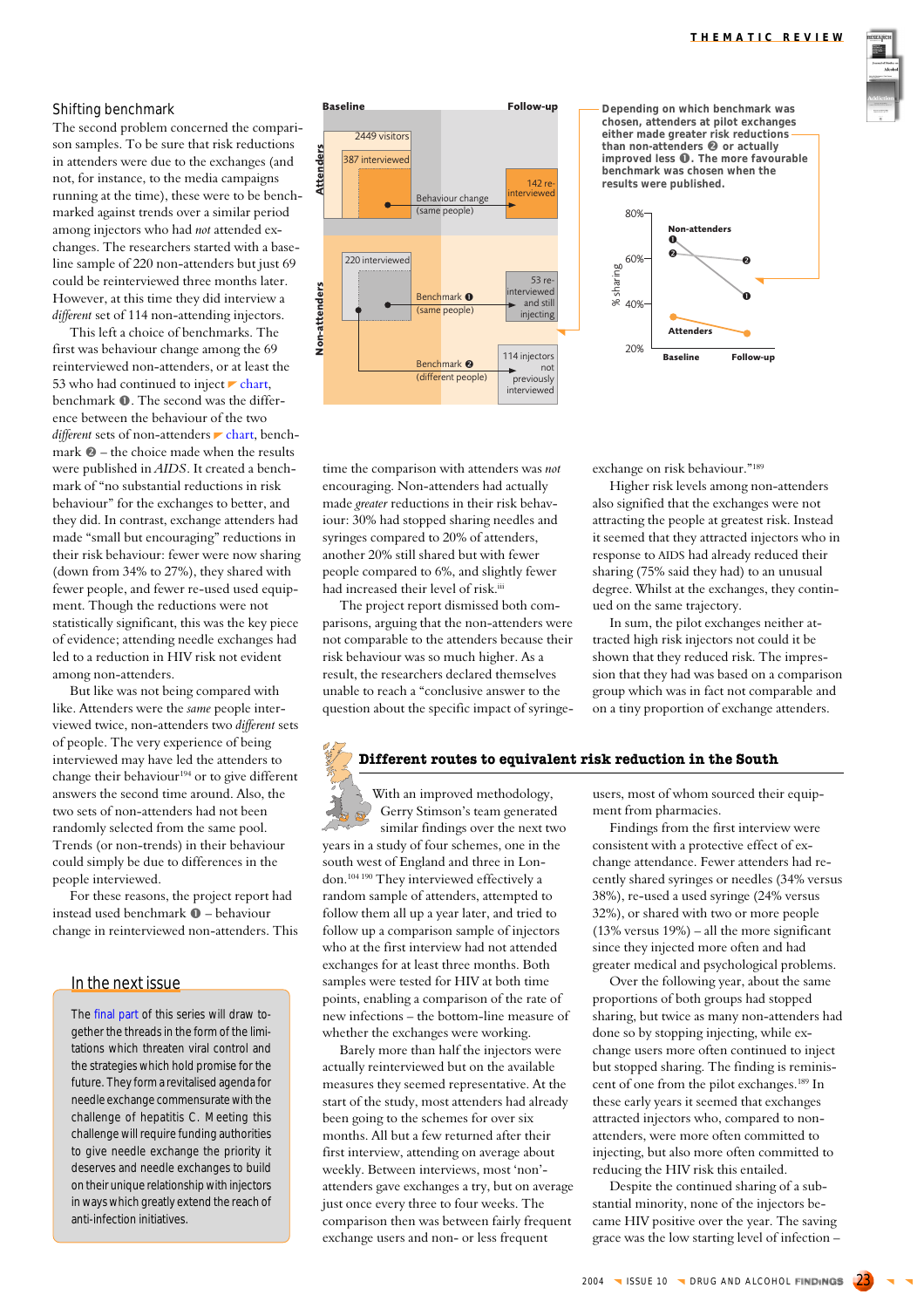## Shifting benchmark

The second problem concerned the comparison samples. To be sure that risk reductions in attenders were due to the exchanges (and not, for instance, to the media campaigns running at the time), these were to be benchmarked against trends over a similar period among injectors who had *not* attended exchanges. The researchers started with a baseline sample of 220 non-attenders but just 69 could be reinterviewed three months later. However, at this time they did interview a *different* set of 114 non-attending injectors.

This left a choice of benchmarks. The first was behaviour change among the 69 reinterviewed non-attenders, or at least the 53 who had continued to inject chart, benchmark ❶. The second was the difference between the behaviour of the two *different* sets of non-attenders chart, benchmark ❷ – the choice made when the results were published in *AIDS*. It created a benchmark of "no substantial reductions in risk behaviour" for the exchanges to better, and they did. In contrast, exchange attenders had made "small but encouraging" reductions in their risk behaviour: fewer were now sharing (down from 34% to 27%), they shared with fewer people, and fewer re-used used equipment. Though the reductions were not statistically significant, this was the key piece of evidence; attending needle exchanges had led to a reduction in HIV risk not evident among non-attenders.

But like was not being compared with like. Attenders were the *same* people interviewed twice, non-attenders two *different* sets of people. The very experience of being interviewed may have led the attenders to change their behaviour[194] or to give different answers the second time around. Also, the two sets of non-attenders had not been randomly selected from the same pool. Trends (or non-trends) in their behaviour could simply be due to differences in the people interviewed.

For these reasons, the project report had instead used benchmark ❶ – behaviour change in reinterviewed non-attenders. This time the comparison with attenders was *not* encouraging. Non-attenders had actually made *greater* reductions in their risk behaviour: 30% had stopped sharing needles and syringes compared to 20% of attenders, another 20% still shared but with fewer people compared to 6%, and slightly fewer had increased their level of risk.[iii]

The project report dismissed both comparisons, arguing that the non-attenders were not comparable to the attenders because their risk behaviour was so much higher. As a result, the researchers declared themselves unable to reach a "conclusive answer to the question about the specific impact of syringe-exchange on risk behaviour."[189]

Higher risk levels among non-attenders also signified that the exchanges were not attracting the people at greatest risk. Instead it seemed that they attracted injectors who in response to AIDS had already reduced their sharing (75% said they had) to an unusual degree. Whilst at the exchanges, they continued on the same trajectory.

In sum, the pilot exchanges neither attracted high risk injectors nor could it be shown that they reduced risk. The impression that they had was based on a comparison group which was in fact not comparable and on a tiny proportion of exchange attenders.

**Chart:**

Baseline / Follow-up

Attenders: 2449 visitors; 387 interviewed; Behaviour change (same people); 142 re-interviewed

Non-attenders: 220 interviewed; Benchmark ❶ (same people); 53 re-interviewed and still injecting; Benchmark ❷ (different people); 114 injectors not previously interviewed

**Depending on which benchmark was chosen, attenders at pilot exchanges either made greater risk reductions than non-attenders ❷ or actually improved less ❶. The more favourable benchmark was chosen when the results were published.**

(Graph: % sharing, 20%–80%, Baseline and Follow-up; lines for Non-attenders ❶ and ❷, and Attenders)

## Different routes to equivalent risk reduction in the South

With an improved methodology, Gerry Stimson's team generated similar findings over the next two years in a study of four schemes, one in the south west of England and three in London.[104 190] They interviewed effectively a random sample of attenders, attempted to follow them all up a year later, and tried to follow up a comparison sample of injectors who at the first interview had not attended exchanges for at least three months. Both samples were tested for HIV at both time points, enabling a comparison of the rate of new infections – the bottom-line measure of whether the exchanges were working.

Barely more than half the injectors were actually reinterviewed but on the available measures they seemed representative. At the start of the study, most attenders had already been going to the schemes for over six months. All but a few returned after their first interview, attending on average about weekly. Between interviews, most 'non'-attenders gave exchanges a try, but on average just once every three to four weeks. The comparison then was between fairly frequent exchange users and non- or less frequent users, most of whom sourced their equipment from pharmacies.

Findings from the first interview were consistent with a protective effect of exchange attendance. Fewer attenders had recently shared syringes or needles (34% versus 38%), re-used a used syringe (24% versus 32%), or shared with two or more people (13% versus 19%) – all the more significant since they injected more often and had greater medical and psychological problems.

Over the following year, about the same proportions of both groups had stopped sharing, but twice as many non-attenders had done so by stopping injecting, while exchange users more often continued to inject but stopped sharing. The finding is reminiscent of one from the pilot exchanges.[189] In these early years it seemed that exchanges attracted injectors who, compared to non-attenders, were more often committed to injecting, but also more often committed to reducing the HIV risk this entailed.

Despite the continued sharing of a substantial minority, none of the injectors became HIV positive over the year. The saving grace was the low starting level of infection –

## In the next issue

The final part of this series will draw together the threads in the form of the limitations which threaten viral control and the strategies which hold promise for the future. They form a revitalised agenda for needle exchange commensurate with the challenge of hepatitis C. Meeting this challenge will require funding authorities to give needle exchange the priority it deserves and needle exchanges to build on their unique relationship with injectors in ways which greatly extend the reach of anti-infection initiatives.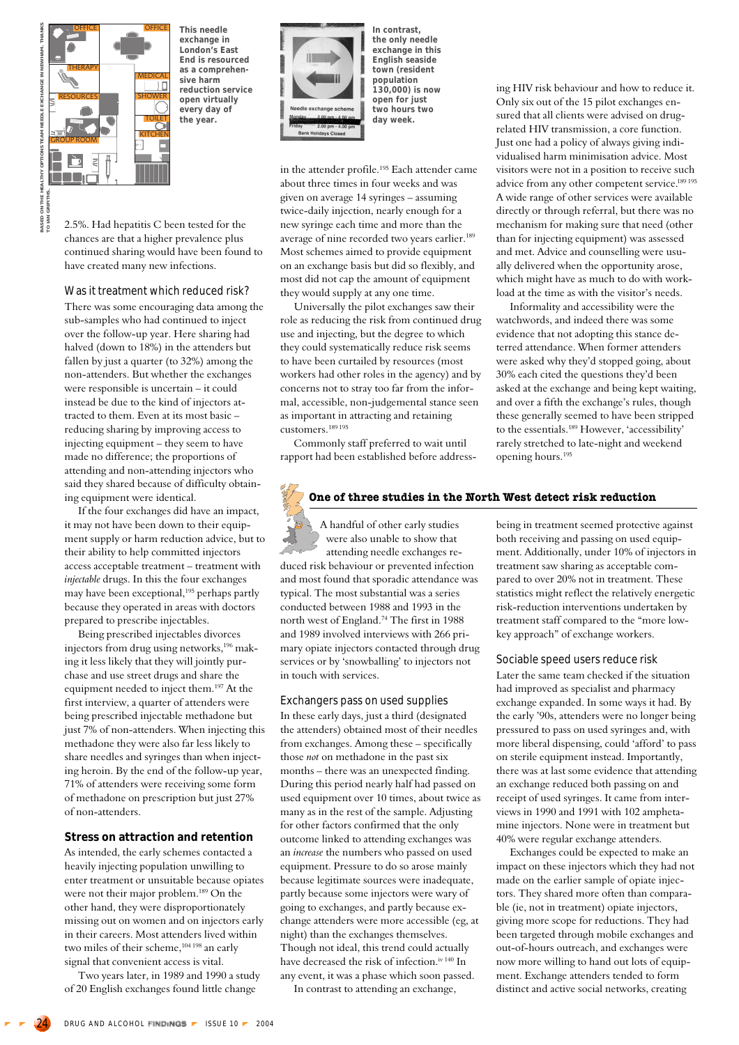This needle exchange in London's East End is resourced as a comprehensive harm reduction service open virtually every day of the year.

In contrast, the only needle exchange in this English seaside town (resident population 130,000) is now open for just two hours two day week.

2.5%. Had hepatitis C been tested for the chances are that a higher prevalence plus continued sharing would have been found to have created many new infections.

### Was it treatment which reduced risk?

There was some encouraging data among the sub-samples who had continued to inject over the follow-up year. Here sharing had halved (down to 18%) in the attenders but fallen by just a quarter (to 32%) among the non-attenders. But whether the exchanges were responsible is uncertain – it could instead be due to the kind of injectors attracted to them. Even at its most basic – reducing sharing by improving access to injecting equipment – they seem to have made no difference; the proportions of attending and non-attending injectors who said they shared because of difficulty obtaining equipment were identical.

If the four exchanges did have an impact, it may not have been down to their equipment supply or harm reduction advice, but to their ability to help committed injectors access acceptable treatment – treatment with *injectable* drugs. In this the four exchanges may have been exceptional,[195] perhaps partly because they operated in areas with doctors prepared to prescribe injectables.

Being prescribed injectables divorces injectors from drug using networks,[196] making it less likely that they will jointly purchase and use street drugs and share the equipment needed to inject them.[197] At the first interview, a quarter of attenders were being prescribed injectable methadone but just 7% of non-attenders. When injecting this methadone they were also far less likely to share needles and syringes than when injecting heroin. By the end of the follow-up year, 71% of attenders were receiving some form of methadone on prescription but just 27% of non-attenders.

### Stress on attraction and retention

As intended, the early schemes contacted a heavily injecting population unwilling to enter treatment or unsuitable because opiates were not their major problem.[189] On the other hand, they were disproportionately missing out on women and on injectors early in their careers. Most attenders lived within two miles of their scheme,[104 198] an early signal that convenient access is vital.

Two years later, in 1989 and 1990 a study of 20 English exchanges found little change in the attender profile.[195] Each attender came about three times in four weeks and was given on average 14 syringes – assuming twice-daily injection, nearly enough for a new syringe each time and more than the average of nine recorded two years earlier.[189] Most schemes aimed to provide equipment on an exchange basis but did so flexibly, and most did not cap the amount of equipment they would supply at any one time.

Universally the pilot exchanges saw their role as reducing the risk from continued drug use and injecting, but the degree to which they could systematically reduce risk seems to have been curtailed by resources (most workers had other roles in the agency) and by concerns not to stray too far from the informal, accessible, non-judgemental stance seen as important in attracting and retaining customers.[189 195]

Commonly staff preferred to wait until rapport had been established before addressing HIV risk behaviour and how to reduce it. Only six out of the 15 pilot exchanges ensured that all clients were advised on drug-related HIV transmission, a core function. Just one had a policy of always giving individualised harm minimisation advice. Most visitors were not in a position to receive such advice from any other competent service.[189 195] A wide range of other services were available directly or through referral, but there was no mechanism for making sure that need (other than for injecting equipment) was assessed and met. Advice and counselling were usually delivered when the opportunity arose, which might have as much to do with workload at the time as with the visitor's needs.

Informality and accessibility were the watchwords, and indeed there was some evidence that not adopting this stance deterred attendance. When former attenders were asked why they'd stopped going, about 30% each cited the questions they'd been asked at the exchange and being kept waiting, and over a fifth the exchange's rules, though these generally seemed to have been stripped to the essentials.[189] However, 'accessibility' rarely stretched to late-night and weekend opening hours.[195]

## One of three studies in the North West detect risk reduction

A handful of other early studies were also unable to show that attending needle exchanges reduced risk behaviour or prevented infection and most found that sporadic attendance was typical. The most substantial was a series conducted between 1988 and 1993 in the north west of England.[74] The first in 1988 and 1989 involved interviews with 266 primary opiate injectors contacted through drug services or by 'snowballing' to injectors not in touch with services.

### Exchangers pass on used supplies

In these early days, just a third (designated the attenders) obtained most of their needles from exchanges. Among these – specifically those *not* on methadone in the past six months – there was an unexpected finding. During this period nearly half had passed on used equipment over 10 times, about twice as many as in the rest of the sample. Adjusting for other factors confirmed that the only outcome linked to attending exchanges was an *increase* the numbers who passed on used equipment. Pressure to do so arose mainly because legitimate sources were inadequate, partly because some injectors were wary of going to exchanges, and partly because exchange attenders were more accessible (eg, at night) than the exchanges themselves. Though not ideal, this trend could actually have decreased the risk of infection.[iv 140] In any event, it was a phase which soon passed.

In contrast to attending an exchange, being in treatment seemed protective against both receiving and passing on used equipment. Additionally, under 10% of injectors in treatment saw sharing as acceptable compared to over 20% not in treatment. These statistics might reflect the relatively energetic risk-reduction interventions undertaken by treatment staff compared to the "more low-key approach" of exchange workers.

### Sociable speed users reduce risk

Later the same team checked if the situation had improved as specialist and pharmacy exchange expanded. In some ways it had. By the early '90s, attenders were no longer being pressured to pass on used syringes and, with more liberal dispensing, could 'afford' to pass on sterile equipment instead. Importantly, there was at last some evidence that attending an exchange reduced both passing on and receipt of used syringes. It came from interviews in 1990 and 1991 with 102 amphetamine injectors. None were in treatment but 40% were regular exchange attenders.

Exchanges could be expected to make an impact on these injectors which they had not made on the earlier sample of opiate injectors. They shared more often than comparable (ie, not in treatment) opiate injectors, giving more scope for reductions. They had been targeted through mobile exchanges and out-of-hours outreach, and exchanges were now more willing to hand out lots of equipment. Exchange attenders tended to form distinct and active social networks, creating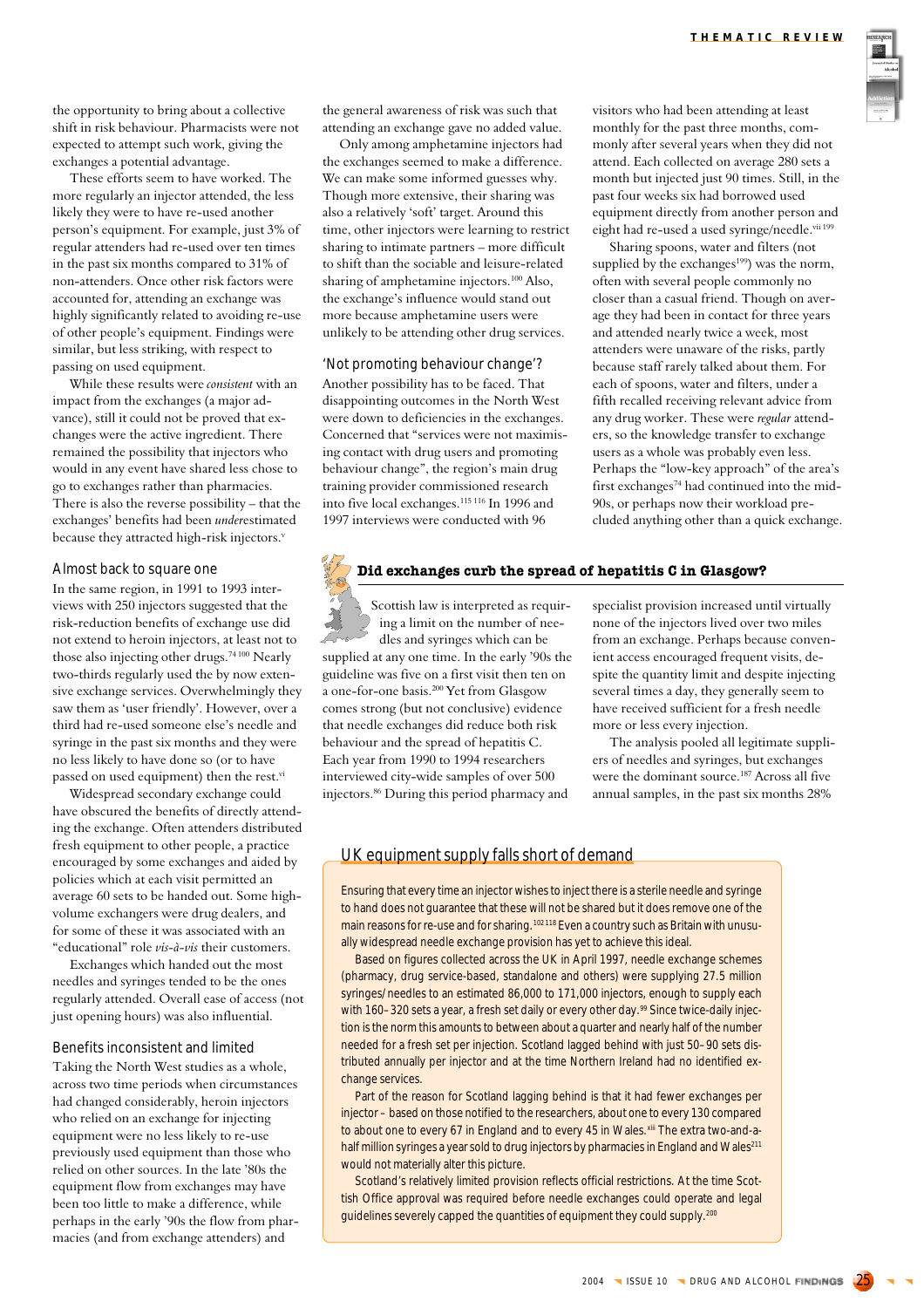the opportunity to bring about a collective shift in risk behaviour. Pharmacists were not expected to attempt such work, giving the exchanges a potential advantage.

These efforts seem to have worked. The more regularly an injector attended, the less likely they were to have re-used another person's equipment. For example, just 3% of regular attenders had re-used over ten times in the past six months compared to 31% of non-attenders. Once other risk factors were accounted for, attending an exchange was highly significantly related to avoiding re-use of other people's equipment. Findings were similar, but less striking, with respect to passing on used equipment.

While these results were *consistent* with an impact from the exchanges (a major advance), still it could not be proved that exchanges were the active ingredient. There remained the possibility that injectors who would in any event have shared less chose to go to exchanges rather than pharmacies. There is also the reverse possibility – that the exchanges' benefits had been *under*estimated because they attracted high-risk injectors.[v]

### Almost back to square one

In the same region, in 1991 to 1993 interviews with 250 injectors suggested that the risk-reduction benefits of exchange use did not extend to heroin injectors, at least not to those also injecting other drugs.[74 100] Nearly two-thirds regularly used the by now extensive exchange services. Overwhelmingly they saw them as 'user friendly'. However, over a third had re-used someone else's needle and syringe in the past six months and they were no less likely to have done so (or to have passed on used equipment) then the rest.[vi]

Widespread secondary exchange could have obscured the benefits of directly attending the exchange. Often attenders distributed fresh equipment to other people, a practice encouraged by some exchanges and aided by policies which at each visit permitted an average 60 sets to be handed out. Some high-volume exchangers were drug dealers, and for some of these it was associated with an "educational" role *vis-à-vis* their customers.

Exchanges which handed out the most needles and syringes tended to be the ones regularly attended. Overall ease of access (not just opening hours) was also influential.

### Benefits inconsistent and limited

Taking the North West studies as a whole, across two time periods when circumstances had changed considerably, heroin injectors who relied on an exchange for injecting equipment were no less likely to re-use previously used equipment than those who relied on other sources. In the late '80s the equipment flow from exchanges may have been too little to make a difference, while perhaps in the early '90s the flow from pharmacies (and from exchange attenders) and the general awareness of risk was such that attending an exchange gave no added value.

Only among amphetamine injectors had the exchanges seemed to make a difference. We can make some informed guesses why. Though more extensive, their sharing was also a relatively 'soft' target. Around this time, other injectors were learning to restrict sharing to intimate partners – more difficult to shift than the sociable and leisure-related sharing of amphetamine injectors.[100] Also, the exchange's influence would stand out more because amphetamine users were unlikely to be attending other drug services.

### 'Not promoting behaviour change'?

Another possibility has to be faced. That disappointing outcomes in the North West were down to deficiencies in the exchanges. Concerned that "services were not maximising contact with drug users and promoting behaviour change", the region's main drug training provider commissioned research into five local exchanges.[115 116] In 1996 and 1997 interviews were conducted with 96 visitors who had been attending at least monthly for the past three months, commonly after several years when they did not attend. Each collected on average 280 sets a month but injected just 90 times. Still, in the past four weeks six had borrowed used equipment directly from another person and eight had re-used a used syringe/needle.[vii 199]

Sharing spoons, water and filters (not supplied by the exchanges[199]) was the norm, often with several people commonly no closer than a casual friend. Though on average they had been in contact for three years and attended nearly twice a week, most attenders were unaware of the risks, partly because staff rarely talked about them. For each of spoons, water and filters, under a fifth recalled receiving relevant advice from any drug worker. These were *regular* attenders, so the knowledge transfer to exchange users as a whole was probably even less. Perhaps the "low-key approach" of the area's first exchanges[74] had continued into the mid-90s, or perhaps now their workload precluded anything other than a quick exchange.

### Did exchanges curb the spread of hepatitis C in Glasgow?

Scottish law is interpreted as requiring a limit on the number of needles and syringes which can be supplied at any one time. In the early '90s the guideline was five on a first visit then ten on a one-for-one basis.[200] Yet from Glasgow comes strong (but not conclusive) evidence that needle exchanges did reduce both risk behaviour and the spread of hepatitis C. Each year from 1990 to 1994 researchers interviewed city-wide samples of over 500 injectors.[86] During this period pharmacy and specialist provision increased until virtually none of the injectors lived over two miles from an exchange. Perhaps because convenient access encouraged frequent visits, despite the quantity limit and despite injecting several times a day, they generally seem to have received sufficient for a fresh needle more or less every injection.

The analysis pooled all legitimate suppliers of needles and syringes, but exchanges were the dominant source.[187] Across all five annual samples, in the past six months 28%

### UK equipment supply falls short of demand

Ensuring that every time an injector wishes to inject there is a sterile needle and syringe to hand does not guarantee that these will not be shared but it does remove one of the main reasons for re-use and for sharing.[102 118] Even a country such as Britain with unusually widespread needle exchange provision has yet to achieve this ideal.

Based on figures collected across the UK in April 1997, needle exchange schemes (pharmacy, drug service-based, standalone and others) were supplying 27.5 million syringes/needles to an estimated 86,000 to 171,000 injectors, enough to supply each with 160–320 sets a year, a fresh set daily or every other day.[99] Since twice-daily injection is the norm this amounts to between about a quarter and nearly half of the number needed for a fresh set per injection. Scotland lagged behind with just 50–90 sets distributed annually per injector and at the time Northern Ireland had no identified exchange services.

Part of the reason for Scotland lagging behind is that it had fewer exchanges per injector – based on those notified to the researchers, about one to every 130 compared to about one to every 67 in England and to every 45 in Wales.[xiii] The extra two-and-a-half million syringes a year sold to drug injectors by pharmacies in England and Wales[211] would not materially alter this picture.

Scotland's relatively limited provision reflects official restrictions. At the time Scottish Office approval was required before needle exchanges could operate and legal guidelines severely capped the quantities of equipment they could supply.[200]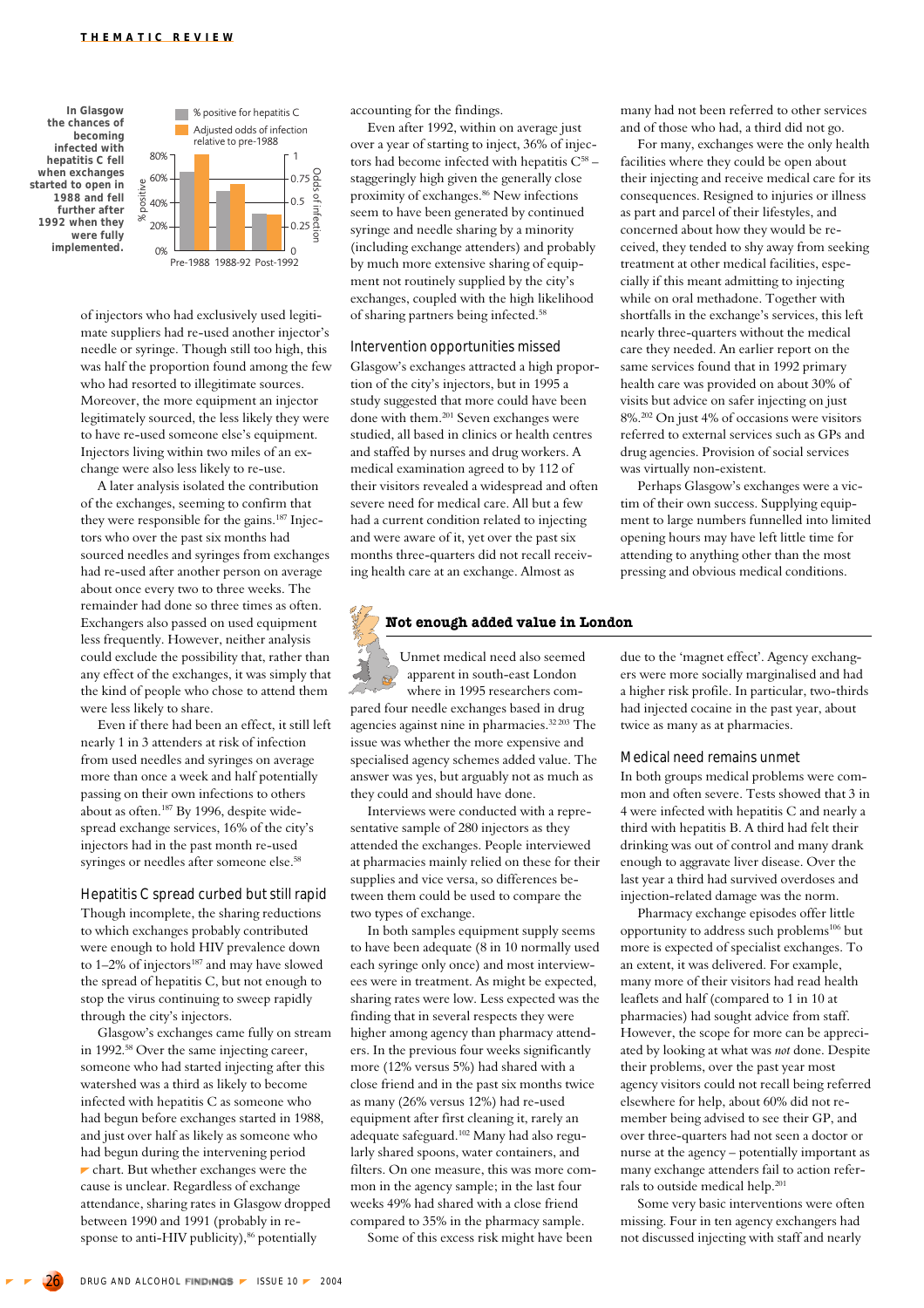In Glasgow the chances of becoming infected with hepatitis C fell when exchanges started to open in 1988 and fell further after 1992 when they were fully implemented.

| | % positive for hepatitis C | Adjusted odds of infection relative to pre-1988 |
|---|---|---|
| Pre-1988 | | |
| 1988-92 | | |
| Post-1992 | | |

of injectors who had exclusively used legitimate suppliers had re-used another injector's needle or syringe. Though still too high, this was half the proportion found among the few who had resorted to illegitimate sources. Moreover, the more equipment an injector legitimately sourced, the less likely they were to have re-used someone else's equipment. Injectors living within two miles of an exchange were also less likely to re-use.

A later analysis isolated the contribution of the exchanges, seeming to confirm that they were responsible for the gains.[187] Injectors who over the past six months had sourced needles and syringes from exchanges had re-used after another person on average about once every two to three weeks. The remainder had done so three times as often. Exchangers also passed on used equipment less frequently. However, neither analysis could exclude the possibility that, rather than any effect of the exchanges, it was simply that the kind of people who chose to attend them were less likely to share.

Even if there had been an effect, it still left nearly 1 in 3 attenders at risk of infection from used needles and syringes on average more than once a week and half potentially passing on their own infections to others about as often.[187] By 1996, despite widespread exchange services, 16% of the city's injectors had in the past month re-used syringes or needles after someone else.[58]

## Hepatitis C spread curbed but still rapid

Though incomplete, the sharing reductions to which exchanges probably contributed were enough to hold HIV prevalence down to 1–2% of injectors[187] and may have slowed the spread of hepatitis C, but not enough to stop the virus continuing to sweep rapidly through the city's injectors.

Glasgow's exchanges came fully on stream in 1992.[58] Over the same injecting career, someone who had started injecting after this watershed was a third as likely to become infected with hepatitis C as someone who had begun before exchanges started in 1988, and just over half as likely as someone who had begun during the intervening period chart. But whether exchanges were the cause is unclear. Regardless of exchange attendance, sharing rates in Glasgow dropped between 1990 and 1991 (probably in response to anti-HIV publicity),[86] potentially accounting for the findings.

Even after 1992, within on average just over a year of starting to inject, 36% of injectors had become infected with hepatitis C[58] – staggeringly high given the generally close proximity of exchanges.[86] New infections seem to have been generated by continued syringe and needle sharing by a minority (including exchange attenders) and probably by much more extensive sharing of equipment not routinely supplied by the city's exchanges, coupled with the high likelihood of sharing partners being infected.[58]

## Intervention opportunities missed

Glasgow's exchanges attracted a high proportion of the city's injectors, but in 1995 a study suggested that more could have been done with them.[201] Seven exchanges were studied, all based in clinics or health centres and staffed by nurses and drug workers. A medical examination agreed to by 112 of their visitors revealed a widespread and often severe need for medical care. All but a few had a current condition related to injecting and were aware of it, yet over the past six months three-quarters did not recall receiving health care at an exchange. Almost as many had not been referred to other services and of those who had, a third did not go.

For many, exchanges were the only health facilities where they could be open about their injecting and receive medical care for its consequences. Resigned to injuries or illness as part and parcel of their lifestyles, and concerned about how they would be received, they tended to shy away from seeking treatment at other medical facilities, especially if this meant admitting to injecting while on oral methadone. Together with shortfalls in the exchange's services, this left nearly three-quarters without the medical care they needed. An earlier report on the same services found that in 1992 primary health care was provided on about 30% of visits but advice on safer injecting on just 8%.[202] On just 4% of occasions were visitors referred to external services such as GPs and drug agencies. Provision of social services was virtually non-existent.

Perhaps Glasgow's exchanges were a victim of their own success. Supplying equipment to large numbers funnelled into limited opening hours may have left little time for attending to anything other than the most pressing and obvious medical conditions.

## Not enough added value in London

Unmet medical need also seemed apparent in south-east London where in 1995 researchers compared four needle exchanges based in drug agencies against nine in pharmacies.[32 203] The issue was whether the more expensive and specialised agency schemes added value. The answer was yes, but arguably not as much as they could and should have done.

Interviews were conducted with a representative sample of 280 injectors as they attended the exchanges. People interviewed at pharmacies mainly relied on these for their supplies and vice versa, so differences between them could be used to compare the two types of exchange.

In both samples equipment supply seems to have been adequate (8 in 10 normally used each syringe only once) and most interviewees were in treatment. As might be expected, sharing rates were low. Less expected was the finding that in several respects they were higher among agency than pharmacy attenders. In the previous four weeks significantly more (12% versus 5%) had shared with a close friend and in the past six months twice as many (26% versus 12%) had re-used equipment after first cleaning it, rarely an adequate safeguard.[102] Many had also regularly shared spoons, water containers, and filters. On one measure, this was more common in the agency sample; in the last four weeks 49% had shared with a close friend compared to 35% in the pharmacy sample.

Some of this excess risk might have been due to the 'magnet effect'. Agency exchangers were more socially marginalised and had a higher risk profile. In particular, two-thirds had injected cocaine in the past year, about twice as many as at pharmacies.

### Medical need remains unmet

In both groups medical problems were common and often severe. Tests showed that 3 in 4 were infected with hepatitis C and nearly a third with hepatitis B. A third had felt their drinking was out of control and many drank enough to aggravate liver disease. Over the last year a third had survived overdoses and injection-related damage was the norm.

Pharmacy exchange episodes offer little opportunity to address such problems[106] but more is expected of specialist exchanges. To an extent, it was delivered. For example, many more of their visitors had read health leaflets and half (compared to 1 in 10 at pharmacies) had sought advice from staff. However, the scope for more can be appreciated by looking at what was *not* done. Despite their problems, over the past year most agency visitors could not recall being referred elsewhere for help, about 60% did not remember being advised to see their GP, and over three-quarters had not seen a doctor or nurse at the agency – potentially important as many exchange attenders fail to action referrals to outside medical help.[201]

Some very basic interventions were often missing. Four in ten agency exchangers had not discussed injecting with staff and nearly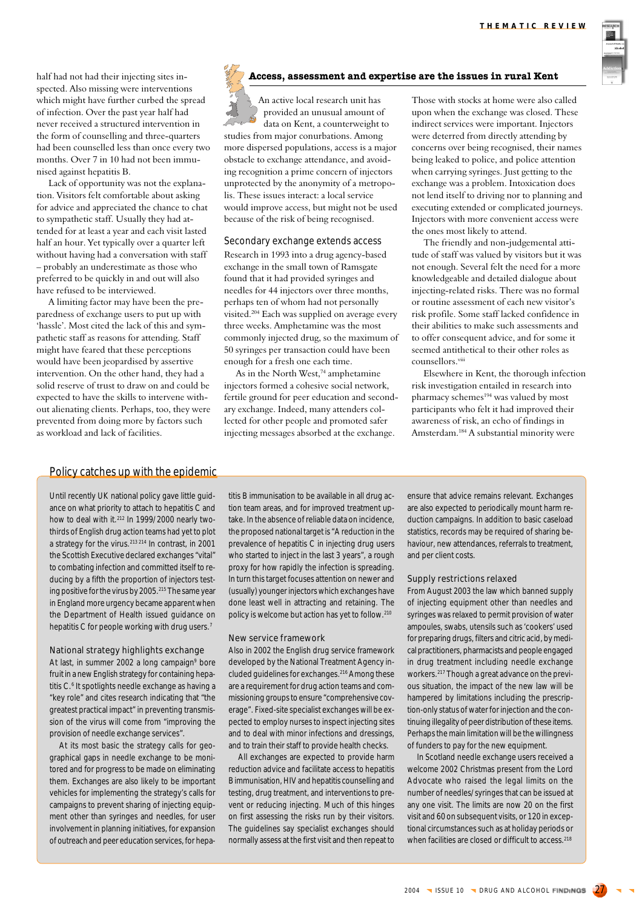half had not had their injecting sites inspected. Also missing were interventions which might have further curbed the spread of infection. Over the past year half had never received a structured intervention in the form of counselling and three-quarters had been counselled less than once every two months. Over 7 in 10 had not been immunised against hepatitis B.

Lack of opportunity was not the explanation. Visitors felt comfortable about asking for advice and appreciated the chance to chat to sympathetic staff. Usually they had attended for at least a year and each visit lasted half an hour. Yet typically over a quarter left without having had a conversation with staff – probably an underestimate as those who preferred to be quickly in and out will also have refused to be interviewed.

A limiting factor may have been the preparedness of exchange users to put up with 'hassle'. Most cited the lack of this and sympathetic staff as reasons for attending. Staff might have feared that these perceptions would have been jeopardised by assertive intervention. On the other hand, they had a solid reserve of trust to draw on and could be expected to have the skills to intervene without alienating clients. Perhaps, too, they were prevented from doing more by factors such as workload and lack of facilities.

## Access, assessment and expertise are the issues in rural Kent

An active local research unit has provided an unusual amount of data on Kent, a counterweight to studies from major conurbations. Among more dispersed populations, access is a major obstacle to exchange attendance, and avoiding recognition a prime concern of injectors unprotected by the anonymity of a metropolis. These issues interact: a local service would improve access, but might not be used because of the risk of being recognised.

### Secondary exchange extends access

Research in 1993 into a drug agency-based exchange in the small town of Ramsgate found that it had provided syringes and needles for 44 injectors over three months, perhaps ten of whom had not personally visited.[204] Each was supplied on average every three weeks. Amphetamine was the most commonly injected drug, so the maximum of 50 syringes per transaction could have been enough for a fresh one each time.

As in the North West,[74] amphetamine injectors formed a cohesive social network, fertile ground for peer education and secondary exchange. Indeed, many attenders collected for other people and promoted safer injecting messages absorbed at the exchange. Those with stocks at home were also called upon when the exchange was closed. These indirect services were important. Injectors were deterred from directly attending by concerns over being recognised, their names being leaked to police, and police attention when carrying syringes. Just getting to the exchange was a problem. Intoxication does not lend itself to driving nor to planning and executing extended or complicated journeys. Injectors with more convenient access were the ones most likely to attend.

The friendly and non-judgemental attitude of staff was valued by visitors but it was not enough. Several felt the need for a more knowledgeable and detailed dialogue about injecting-related risks. There was no formal or routine assessment of each new visitor's risk profile. Some staff lacked confidence in their abilities to make such assessments and to offer consequent advice, and for some it seemed antithetical to their other roles as counsellors.[viii]

Elsewhere in Kent, the thorough infection risk investigation entailed in research into pharmacy schemes[194] was valued by most participants who felt it had improved their awareness of risk, an echo of findings in Amsterdam.[184] A substantial minority were

## Policy catches up with the epidemic

Until recently UK national policy gave little guidance on what priority to attach to hepatitis C and how to deal with it.[212] In 1999/2000 nearly two-thirds of English drug action teams had yet to plot a strategy for the virus.[213 214] In contrast, in 2001 the Scottish Executive declared exchanges "vital" to combating infection and committed itself to reducing by a fifth the proportion of injectors testing positive for the virus by 2005.[215] The same year in England more urgency became apparent when the Department of Health issued guidance on hepatitis C for people working with drug users.[7]

### National strategy highlights exchange

At last, in summer 2002 a long campaign[9] bore fruit in a new English strategy for containing hepatitis C.[6] It spotlights needle exchange as having a "key role" and cites research indicating that "the greatest practical impact" in preventing transmission of the virus will come from "improving the provision of needle exchange services".

At its most basic the strategy calls for geographical gaps in needle exchange to be monitored and for progress to be made on eliminating them. Exchanges are also likely to be important vehicles for implementing the strategy's calls for campaigns to prevent sharing of injecting equipment other than syringes and needles, for user involvement in planning initiatives, for expansion of outreach and peer education services, for hepatitis B immunisation to be available in all drug action team areas, and for improved treatment uptake. In the absence of reliable data on incidence, the proposed national target is "A reduction in the prevalence of hepatitis C in injecting drug users who started to inject in the last 3 years", a rough proxy for how rapidly the infection is spreading. In turn this target focuses attention on newer and (usually) younger injectors which exchanges have done least well in attracting and retaining. The policy is welcome but action has yet to follow.[210]

### New service framework

Also in 2002 the English drug service framework developed by the National Treatment Agency included guidelines for exchanges.[216] Among these are a requirement for drug action teams and commissioning groups to ensure "comprehensive coverage". Fixed-site specialist exchanges will be expected to employ nurses to inspect injecting sites and to deal with minor infections and dressings, and to train their staff to provide health checks.

All exchanges are expected to provide harm reduction advice and facilitate access to hepatitis B immunisation, HIV and hepatitis counselling and testing, drug treatment, and interventions to prevent or reducing injecting. Much of this hinges on first assessing the risks run by their visitors. The guidelines say specialist exchanges should normally assess at the first visit and then repeat to ensure that advice remains relevant. Exchanges are also expected to periodically mount harm reduction campaigns. In addition to basic caseload statistics, records may be required of sharing behaviour, new attendances, referrals to treatment, and per client costs.

### Supply restrictions relaxed

From August 2003 the law which banned supply of injecting equipment other than needles and syringes was relaxed to permit provision of water ampoules, swabs, utensils such as 'cookers' used for preparing drugs, filters and citric acid, by medical practitioners, pharmacists and people engaged in drug treatment including needle exchange workers.[217] Though a great advance on the previous situation, the impact of the new law will be hampered by limitations including the prescription-only status of water for injection and the continuing illegality of peer distribution of these items. Perhaps the main limitation will be the willingness of funders to pay for the new equipment.

In Scotland needle exchange users received a welcome 2002 Christmas present from the Lord Advocate who raised the legal limits on the number of needles/syringes that can be issued at any one visit. The limits are now 20 on the first visit and 60 on subsequent visits, or 120 in exceptional circumstances such as at holiday periods or when facilities are closed or difficult to access.[218]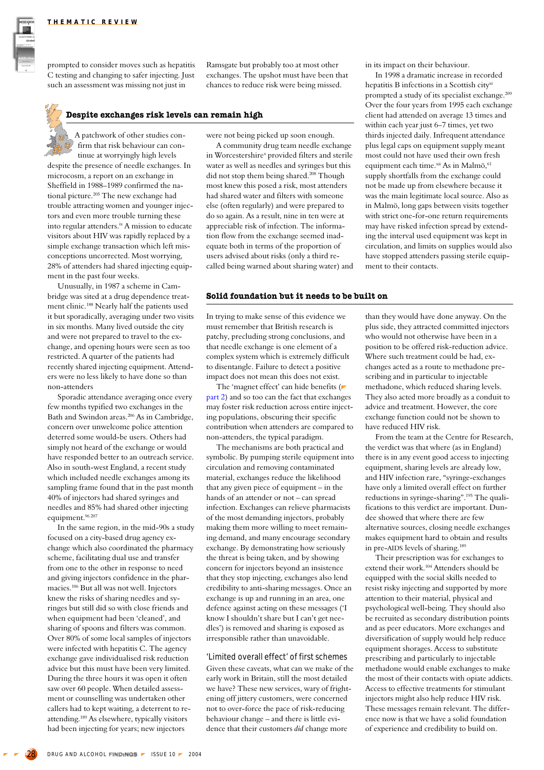prompted to consider moves such as hepatitis C testing and changing to safer injecting. Just such an assessment was missing not just in Ramsgate but probably too at most other exchanges. The upshot must have been that chances to reduce risk were being missed.

## Despite exchanges risk levels can remain high

A patchwork of other studies confirm that risk behaviour can continue at worryingly high levels despite the presence of needle exchanges. In microcosm, a report on an exchange in Sheffield in 1988–1989 confirmed the national picture.[205] The new exchange had trouble attracting women and younger injectors and even more trouble turning these into regular attenders.[ix] A mission to educate visitors about HIV was rapidly replaced by a simple exchange transaction which left misconceptions uncorrected. Most worrying, 28% of attenders had shared injecting equipment in the past four weeks.

Unusually, in 1987 a scheme in Cambridge was sited at a drug dependence treatment clinic.[188] Nearly half the patients used it but sporadically, averaging under two visits in six months. Many lived outside the city and were not prepared to travel to the exchange, and opening hours were seen as too restricted. A quarter of the patients had recently shared injecting equipment. Attenders were no less likely to have done so than non-attenders

Sporadic attendance averaging once every few months typified two exchanges in the Bath and Swindon areas.[206] As in Cambridge, concern over unwelcome police attention deterred some would-be users. Others had simply not heard of the exchange or would have responded better to an outreach service. Also in south-west England, a recent study which included needle exchanges among its sampling frame found that in the past month 40% of injectors had shared syringes and needles and 85% had shared other injecting equipment.[96 207]

In the same region, in the mid-90s a study focused on a city-based drug agency exchange which also coordinated the pharmacy scheme, facilitating dual use and transfer from one to the other in response to need and giving injectors confidence in the pharmacies.[106] But all was not well. Injectors knew the risks of sharing needles and syringes but still did so with close friends and when equipment had been 'cleaned', and sharing of spoons and filters was common. Over 80% of some local samples of injectors were infected with hepatitis C. The agency exchange gave individualised risk reduction advice but this must have been very limited. During the three hours it was open it often saw over 60 people. When detailed assessment or counselling was undertaken other callers had to kept waiting, a deterrent to reattending.[189] As elsewhere, typically visitors had been injecting for years; new injectors were not being picked up soon enough.

A community drug team needle exchange in Worcestershire[x] provided filters and sterile water as well as needles and syringes but this did not stop them being shared.[208] Though most knew this posed a risk, most attenders had shared water and filters with someone else (often regularly) and were prepared to do so again. As a result, nine in ten were at appreciable risk of infection. The information flow from the exchange seemed inadequate both in terms of the proportion of users advised about risks (only a third recalled being warned about sharing water) and in its impact on their behaviour.

In 1998 a dramatic increase in recorded hepatitis B infections in a Scottish city[xi] prompted a study of its specialist exchange.[209] Over the four years from 1995 each exchange client had attended on average 13 times and within each year just 6–7 times, yet two thirds injected daily. Infrequent attendance plus legal caps on equipment supply meant most could not have used their own fresh equipment each time.[xii] As in Malmö,[61] supply shortfalls from the exchange could not be made up from elsewhere because it was the main legitimate local source. Also as in Malmö, long gaps between visits together with strict one-for-one return requirements may have risked infection spread by extending the interval used equipment was kept in circulation, and limits on supplies would also have stopped attenders passing sterile equipment to their contacts.

## Solid foundation but it needs to be built on

In trying to make sense of this evidence we must remember that British research is patchy, precluding strong conclusions, and that needle exchange is one element of a complex system which is extremely difficult to disentangle. Failure to detect a positive impact does not mean this does not exist.

The 'magnet effect' can hide benefits (part 2) and so too can the fact that exchanges may foster risk reduction across entire injecting populations, obscuring their specific contribution when attenders are compared to non-attenders, the typical paradigm.

The mechanisms are both practical and symbolic. By pumping sterile equipment into circulation and removing contaminated material, exchanges reduce the likelihood that any given piece of equipment – in the hands of an attender or not – can spread infection. Exchanges can relieve pharmacists of the most demanding injectors, probably making them more willing to meet remaining demand, and many encourage secondary exchange. By demonstrating how seriously the threat is being taken, and by showing concern for injectors beyond an insistence that they stop injecting, exchanges also lend credibility to anti-sharing messages. Once an exchange is up and running in an area, one defence against acting on these messages ('I know I shouldn't share but I can't get needles') is removed and sharing is exposed as irresponsible rather than unavoidable.

### 'Limited overall effect' of first schemes

Given these caveats, what can we make of the early work in Britain, still the most detailed we have? These new services, wary of frightening off jittery customers, were concerned not to over-force the pace of risk-reducing behaviour change – and there is little evidence that their customers *did* change more than they would have done anyway. On the plus side, they attracted committed injectors who would not otherwise have been in a position to be offered risk-reduction advice. Where such treatment could be had, exchanges acted as a route to methadone prescribing and in particular to injectable methadone, which reduced sharing levels. They also acted more broadly as a conduit to advice and treatment. However, the core exchange function could not be shown to have reduced HIV risk.

From the team at the Centre for Research, the verdict was that where (as in England) there is in any event good access to injecting equipment, sharing levels are already low, and HIV infection rare, "syringe-exchanges have only a limited overall effect on further reductions in syringe-sharing".[195] The qualifications to this verdict are important. Dundee showed that where there are few alternative sources, closing needle exchanges makes equipment hard to obtain and results in pre-AIDS levels of sharing.[189]

Their prescription was for exchanges to extend their work.[104] Attenders should be equipped with the social skills needed to resist risky injecting and supported by more attention to their material, physical and psychological well-being. They should also be recruited as secondary distribution points and as peer educators. More exchanges and diversification of supply would help reduce equipment shortages. Access to substitute prescribing and particularly to injectable methadone would enable exchanges to make the most of their contacts with opiate addicts. Access to effective treatments for stimulant injectors might also help reduce HIV risk. These messages remain relevant. The difference now is that we have a solid foundation of experience and credibility to build on.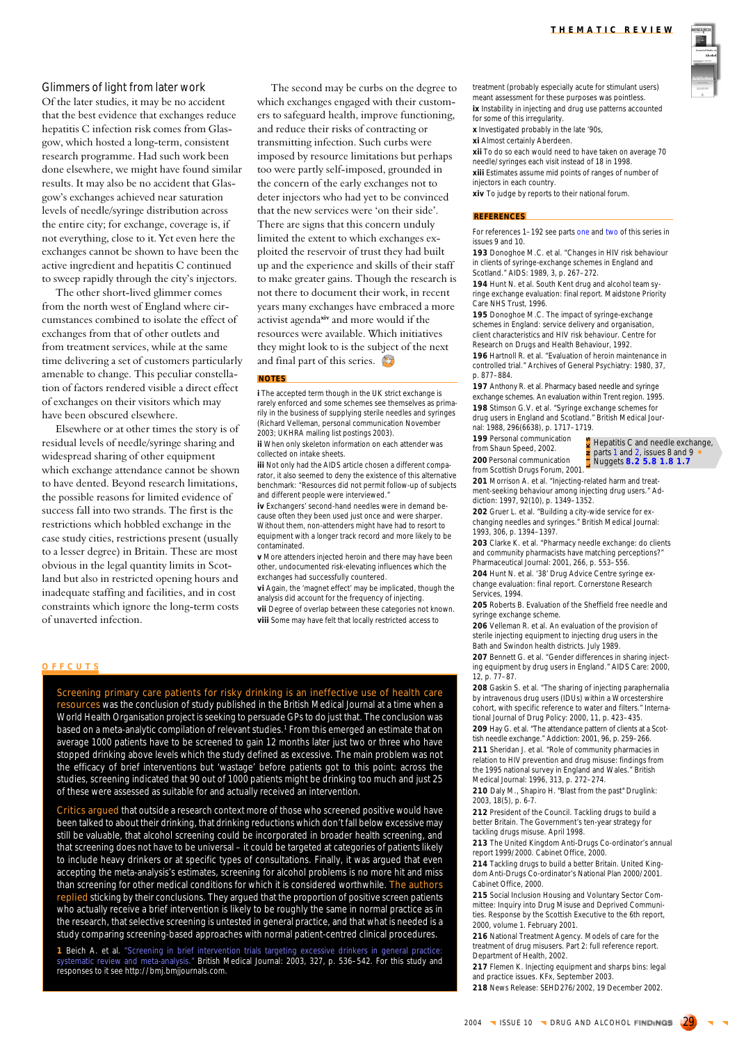## Glimmers of light from later work

Of the later studies, it may be no accident that the best evidence that exchanges reduce hepatitis C infection risk comes from Glasgow, which hosted a long-term, consistent research programme. Had such work been done elsewhere, we might have found similar results. It may also be no accident that Glasgow's exchanges achieved near saturation levels of needle/syringe distribution across the entire city; for exchange, coverage is, if not everything, close to it. Yet even here the exchanges cannot be shown to have been the active ingredient and hepatitis C continued to sweep rapidly through the city's injectors.

The other short-lived glimmer comes from the north west of England where circumstances combined to isolate the effect of exchanges from that of other outlets and from treatment services, while at the same time delivering a set of customers particularly amenable to change. This peculiar constellation of factors rendered visible a direct effect of exchanges on their visitors which may have been obscured elsewhere.

Elsewhere or at other times the story is of residual levels of needle/syringe sharing and widespread sharing of other equipment which exchange attendance cannot be shown to have dented. Beyond research limitations, the possible reasons for limited evidence of success fall into two strands. The first is the restrictions which hobbled exchange in the case study cities, restrictions present (usually to a lesser degree) in Britain. These are most obvious in the legal quantity limits in Scotland but also in restricted opening hours and inadequate staffing and facilities, and in cost constraints which ignore the long-term costs of unaverted infection.

The second may be curbs on the degree to which exchanges engaged with their customers to safeguard health, improve functioning, and reduce their risks of contracting or transmitting infection. Such curbs were imposed by resource limitations but perhaps too were partly self-imposed, grounded in the concern of the early exchanges not to deter injectors who had yet to be convinced that the new services were 'on their side'. There are signs that this concern unduly limited the extent to which exchanges exploited the reservoir of trust they had built up and the experience and skills of their staff to make greater gains. Though the research is not there to document their work, in recent years many exchanges have embraced a more activist agenda[xiv] and more would if the resources were available. Which initiatives they might look to is the subject of the next and final part of this series.

### NOTES

**i** The accepted term though in the UK strict exchange is rarely enforced and some schemes see themselves as primarily in the business of supplying sterile needles and syringes (Richard Velleman, personal communication November 2003; UKHRA mailing list postings 2003).

**ii** When only skeleton information on each attender was collected on intake sheets.

**iii** Not only had the AIDS article chosen a different comparator, it also seemed to deny the existence of this alternative benchmark: "Resources did not permit follow-up of subjects and different people were interviewed."

**iv** Exchangers' second-hand needles were in demand because often they been used just once and were sharper. Without them, non-attenders might have had to resort to equipment with a longer track record and more likely to be contaminated.

**v** More attenders injected heroin and there may have been other, undocumented risk-elevating influences which the exchanges had successfully countered.

**vi** Again, the 'magnet effect' may be implicated, though the analysis did account for the frequency of injecting.

**vii** Degree of overlap between these categories not known.

**viii** Some may have felt that locally restricted access to treatment (probably especially acute for stimulant users) meant assessment for these purposes was pointless.

**ix** Instability in injecting and drug use patterns accounted for some of this irregularity.

**x** Investigated probably in the late '90s,

**xi** Almost certainly Aberdeen.

**xii** To do so each would need to have taken on average 70 needle/syringes each visit instead of 18 in 1998.

**xiii** Estimates assume mid points of ranges of number of injectors in each country.

**xiv** To judge by reports to their national forum.

### REFERENCES

For references 1–192 see parts one and two of this series in issues 9 and 10.

**193** Donoghoe M.C. et al. "Changes in HIV risk behaviour in clients of syringe-exchange schemes in England and Scotland." AIDS: 1989, 3, p. 267–272.

**194** Hunt N. et al. South Kent drug and alcohol team syringe exchange evaluation: final report. Maidstone Priority Care NHS Trust, 1996.

**195** Donoghoe M.C. The impact of syringe-exchange schemes in England: service delivery and organisation, client characteristics and HIV risk behaviour. Centre for Research on Drugs and Health Behaviour, 1992.

**196** Hartnoll R. et al. "Evaluation of heroin maintenance in controlled trial." Archives of General Psychiatry: 1980, 37, p. 877–884.

**197** Anthony R. et al. Pharmacy based needle and syringe exchange schemes. An evaluation within Trent region. 1995.

**198** Stimson G.V. et al. "Syringe exchange schemes for drug users in England and Scotland." British Medical Journal: 1988, 296(6638), p. 1717–1719.

**199** Personal communication from Shaun Speed, 2002.

**200** Personal communication from Scottish Drugs Forum, 2001.

**201** Morrison A. et al. "Injecting-related harm and treatment-seeking behaviour among injecting drug users." Addiction: 1997, 92(10), p. 1349–1352.

**202** Gruer L. et al. "Building a city-wide service for exchanging needles and syringes." British Medical Journal: 1993, 306, p. 1394–1397.

**203** Clarke K. et al. "Pharmacy needle exchange: do clients and community pharmacists have matching perceptions?" Pharmaceutical Journal: 2001, 266, p. 553–556.

**204** Hunt N. et al. '38' Drug Advice Centre syringe exchange evaluation: final report. Cornerstone Research Services, 1994.

**205** Roberts B. Evaluation of the Sheffield free needle and syringe exchange scheme.

**206** Velleman R. et al. An evaluation of the provision of sterile injecting equipment to injecting drug users in the Bath and Swindon health districts. July 1989.

**207** Bennett G. et al. "Gender differences in sharing injecting equipment by drug users in England." AIDS Care: 2000, 12, p. 77–87.

**208** Gaskin S. et al. "The sharing of injecting paraphernalia by intravenous drug users (IDUs) within a Worcestershire cohort, with specific reference to water and filters." International Journal of Drug Policy: 2000, 11, p. 423–435.

**209** Hay G. et al. "The attendance pattern of clients at a Scottish needle exchange." Addiction: 2001, 96, p. 259–266.

**211** Sheridan J. et al. "Role of community pharmacies in relation to HIV prevention and drug misuse: findings from the 1995 national survey in England and Wales." British Medical Journal: 1996, 313, p. 272–274.

**210** Daly M., Shapiro H. "Blast from the past" Druglink: 2003, 18(5), p. 6-7.

**212** President of the Council. Tackling drugs to build a better Britain. The Government's ten-year strategy for tackling drugs misuse. April 1998.

**213** The United Kingdom Anti-Drugs Co-ordinator's annual report 1999/2000. Cabinet Office, 2000.

**214** Tackling drugs to build a better Britain. United Kingdom Anti-Drugs Co-ordinator's National Plan 2000/2001. Cabinet Office, 2000.

**215** Social Inclusion Housing and Voluntary Sector Committee: Inquiry into Drug Misuse and Deprived Communities. Response by the Scottish Executive to the 6th report, 2000, volume 1. February 2001.

**216** National Treatment Agency. Models of care for the treatment of drug misusers. Part 2: full reference report. Department of Health, 2002.

**217** Flemen K. Injecting equipment and sharps bins: legal and practice issues. KFx, September 2003.

**218** News Release: SEHD276/2002, 19 December 2002.

LINKS: Hepatitis C and needle exchange, parts 1 and 2, issues 8 and 9
Nuggets 8.2 5.8 1.8 1.7

## OFFCUTS

**Screening primary care patients for risky drinking is an ineffective use of health care resources** was the conclusion of study published in the British Medical Journal at a time when a World Health Organisation project is seeking to persuade GPs to do just that. The conclusion was based on a meta-analytic compilation of relevant studies.[1] From this emerged an estimate that on average 1000 patients have to be screened to gain 12 months later just two or three who have stopped drinking above levels which the study defined as excessive. The main problem was not the efficacy of brief interventions but 'wastage' before patients got to this point: across the studies, screening indicated that 90 out of 1000 patients might be drinking too much and just 25 of these were assessed as suitable for and actually received an intervention.

**Critics argued** that outside a research context more of those who screened positive would have been talked to about their drinking, that drinking reductions which don't fall below excessive may still be valuable, that alcohol screening could be incorporated in broader health screening, and that screening does not have to be universal – it could be targeted at categories of patients likely to include heavy drinkers or at specific types of consultations. Finally, it was argued that even accepting the meta-analysis's estimates, screening for alcohol problems is no more hit and miss than screening for other medical conditions for which it is considered worthwhile. **The authors replied** sticking by their conclusions. They argued that the proportion of positive screen patients who actually receive a brief intervention is likely to be roughly the same in normal practice as in the research, that selective screening is untested in general practice, and that what is needed is a study comparing screening-based approaches with normal patient-centred clinical procedures.

**1** Beich A. et al. "Screening in brief intervention trials targeting excessive drinkers in general practice: systematic review and meta-analysis." British Medical Journal: 2003, 327, p. 536–542. For this study and responses to it see http://bmj.bmjjournals.com.